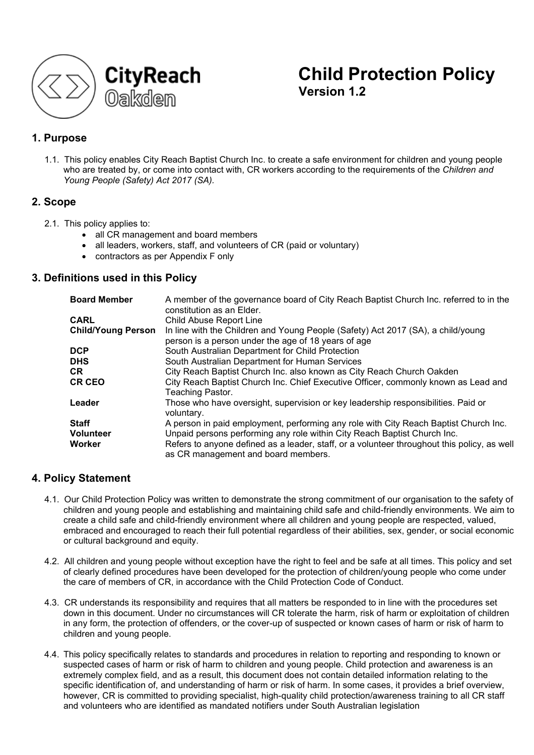CityReach Oakden

# Child Protection Policy

**Version 1.2**

## 1. Purpose

1.1. This policy enables City Reach Baptist Church Inc. to create a safe environment for children and young people who are treated by, or come into contact with, CR workers according to the requirements of the *Children and Young People (Safety) Act 2017 (SA)*.

## 2. Scope

2.1. This policy applies to:

- all CR management and board members
- all leaders, workers, staff, and volunteers of CR (paid or voluntary)
- contractors as per Appendix F only

## 3. Definitions used in this Policy

| | |
|---|---|
| **Board Member** | A member of the governance board of City Reach Baptist Church Inc. referred to in the constitution as an Elder. |
| **CARL** | Child Abuse Report Line |
| **Child/Young Person** | In line with the Children and Young People (Safety) Act 2017 (SA), a child/young person is a person under the age of 18 years of age |
| **DCP** | South Australian Department for Child Protection |
| **DHS** | South Australian Department for Human Services |
| **CR** | City Reach Baptist Church Inc. also known as City Reach Church Oakden |
| **CR CEO** | City Reach Baptist Church Inc. Chief Executive Officer, commonly known as Lead and Teaching Pastor. |
| **Leader** | Those who have oversight, supervision or key leadership responsibilities. Paid or voluntary. |
| **Staff** | A person in paid employment, performing any role with City Reach Baptist Church Inc. |
| **Volunteer** | Unpaid persons performing any role within City Reach Baptist Church Inc. |
| **Worker** | Refers to anyone defined as a leader, staff, or a volunteer throughout this policy, as well as CR management and board members. |

## 4. Policy Statement

4.1. Our Child Protection Policy was written to demonstrate the strong commitment of our organisation to the safety of children and young people and establishing and maintaining child safe and child-friendly environments. We aim to create a child safe and child-friendly environment where all children and young people are respected, valued, embraced and encouraged to reach their full potential regardless of their abilities, sex, gender, or social economic or cultural background and equity.

4.2. All children and young people without exception have the right to feel and be safe at all times. This policy and set of clearly defined procedures have been developed for the protection of children/young people who come under the care of members of CR, in accordance with the Child Protection Code of Conduct.

4.3. CR understands its responsibility and requires that all matters be responded to in line with the procedures set down in this document. Under no circumstances will CR tolerate the harm, risk of harm or exploitation of children in any form, the protection of offenders, or the cover-up of suspected or known cases of harm or risk of harm to children and young people.

4.4. This policy specifically relates to standards and procedures in relation to reporting and responding to known or suspected cases of harm or risk of harm to children and young people. Child protection and awareness is an extremely complex field, and as a result, this document does not contain detailed information relating to the specific identification of, and understanding of harm or risk of harm. In some cases, it provides a brief overview, however, CR is committed to providing specialist, high-quality child protection/awareness training to all CR staff and volunteers who are identified as mandated notifiers under South Australian legislation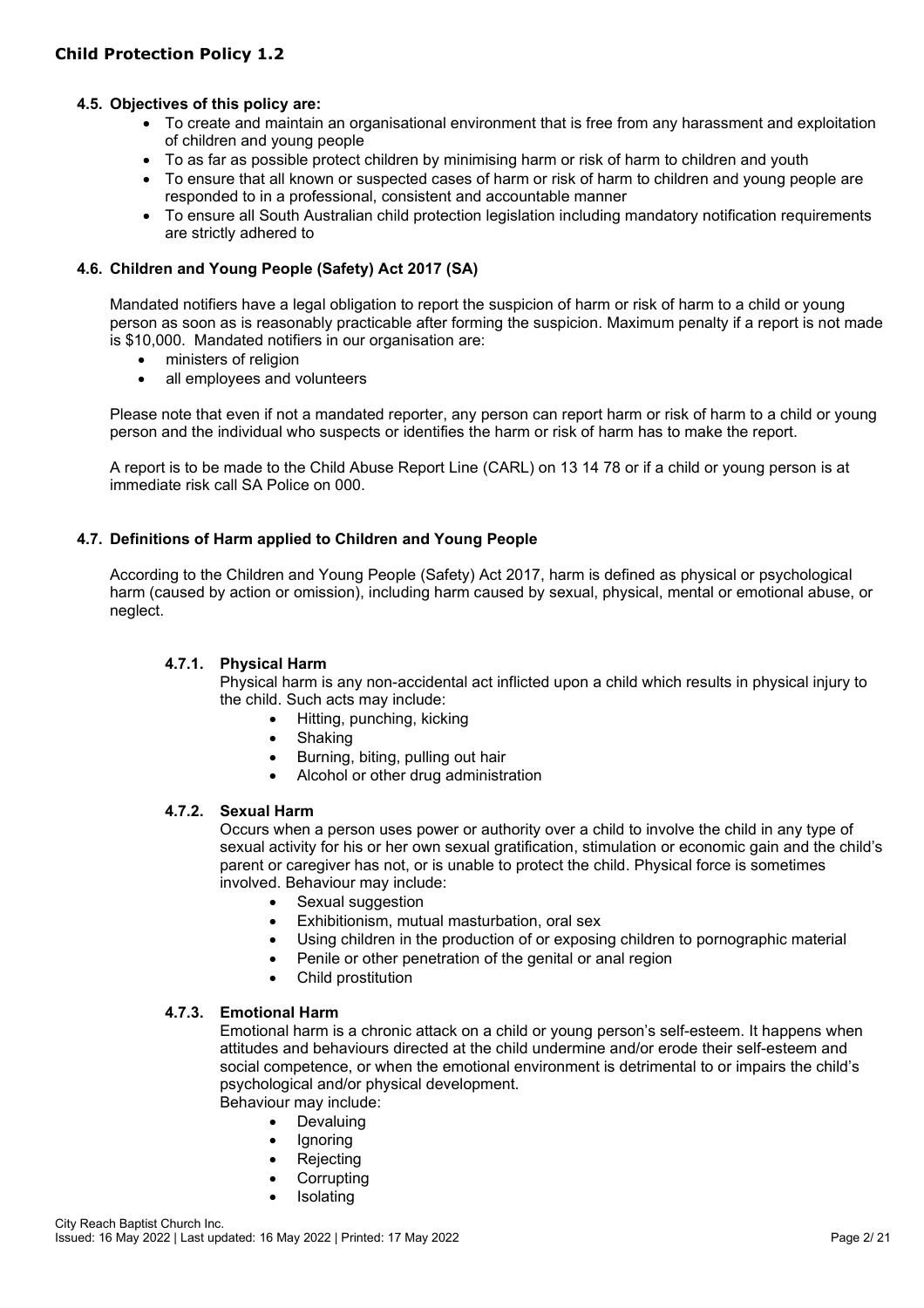### 4.5. Objectives of this policy are:

- To create and maintain an organisational environment that is free from any harassment and exploitation of children and young people
- To as far as possible protect children by minimising harm or risk of harm to children and youth
- To ensure that all known or suspected cases of harm or risk of harm to children and young people are responded to in a professional, consistent and accountable manner
- To ensure all South Australian child protection legislation including mandatory notification requirements are strictly adhered to

### 4.6. Children and Young People (Safety) Act 2017 (SA)

Mandated notifiers have a legal obligation to report the suspicion of harm or risk of harm to a child or young person as soon as is reasonably practicable after forming the suspicion. Maximum penalty if a report is not made is $10,000. Mandated notifiers in our organisation are:

- ministers of religion
- all employees and volunteers

Please note that even if not a mandated reporter, any person can report harm or risk of harm to a child or young person and the individual who suspects or identifies the harm or risk of harm has to make the report.

A report is to be made to the Child Abuse Report Line (CARL) on 13 14 78 or if a child or young person is at immediate risk call SA Police on 000.

### 4.7. Definitions of Harm applied to Children and Young People

According to the Children and Young People (Safety) Act 2017, harm is defined as physical or psychological harm (caused by action or omission), including harm caused by sexual, physical, mental or emotional abuse, or neglect.

#### 4.7.1. Physical Harm

Physical harm is any non-accidental act inflicted upon a child which results in physical injury to the child. Such acts may include:

- Hitting, punching, kicking
- Shaking
- Burning, biting, pulling out hair
- Alcohol or other drug administration

#### 4.7.2. Sexual Harm

Occurs when a person uses power or authority over a child to involve the child in any type of sexual activity for his or her own sexual gratification, stimulation or economic gain and the child's parent or caregiver has not, or is unable to protect the child. Physical force is sometimes involved. Behaviour may include:

- Sexual suggestion
- Exhibitionism, mutual masturbation, oral sex
- Using children in the production of or exposing children to pornographic material
- Penile or other penetration of the genital or anal region
- Child prostitution

#### 4.7.3. Emotional Harm

Emotional harm is a chronic attack on a child or young person's self-esteem. It happens when attitudes and behaviours directed at the child undermine and/or erode their self-esteem and social competence, or when the emotional environment is detrimental to or impairs the child's psychological and/or physical development.

Behaviour may include:

- Devaluing
- Ignoring
- Rejecting
- Corrupting
- Isolating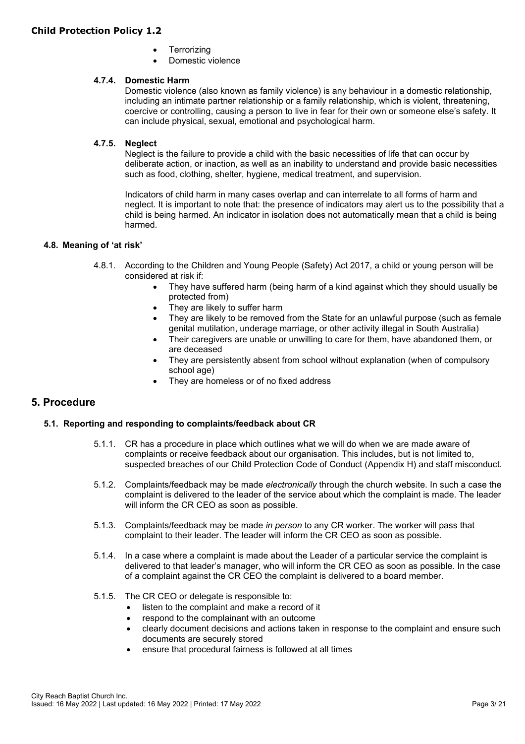- Terrorizing
- Domestic violence

#### 4.7.4. Domestic Harm

Domestic violence (also known as family violence) is any behaviour in a domestic relationship, including an intimate partner relationship or a family relationship, which is violent, threatening, coercive or controlling, causing a person to live in fear for their own or someone else's safety. It can include physical, sexual, emotional and psychological harm.

#### 4.7.5. Neglect

Neglect is the failure to provide a child with the basic necessities of life that can occur by deliberate action, or inaction, as well as an inability to understand and provide basic necessities such as food, clothing, shelter, hygiene, medical treatment, and supervision.

Indicators of child harm in many cases overlap and can interrelate to all forms of harm and neglect. It is important to note that: the presence of indicators may alert us to the possibility that a child is being harmed. An indicator in isolation does not automatically mean that a child is being harmed.

### 4.8. Meaning of 'at risk'

4.8.1. According to the Children and Young People (Safety) Act 2017, a child or young person will be considered at risk if:

- They have suffered harm (being harm of a kind against which they should usually be protected from)
- They are likely to suffer harm
- They are likely to be removed from the State for an unlawful purpose (such as female genital mutilation, underage marriage, or other activity illegal in South Australia)
- Their caregivers are unable or unwilling to care for them, have abandoned them, or are deceased
- They are persistently absent from school without explanation (when of compulsory school age)
- They are homeless or of no fixed address

## 5. Procedure

### 5.1. Reporting and responding to complaints/feedback about CR

5.1.1. CR has a procedure in place which outlines what we will do when we are made aware of complaints or receive feedback about our organisation. This includes, but is not limited to, suspected breaches of our Child Protection Code of Conduct (Appendix H) and staff misconduct.

5.1.2. Complaints/feedback may be made *electronically* through the church website. In such a case the complaint is delivered to the leader of the service about which the complaint is made. The leader will inform the CR CEO as soon as possible.

5.1.3. Complaints/feedback may be made *in person* to any CR worker. The worker will pass that complaint to their leader. The leader will inform the CR CEO as soon as possible.

5.1.4. In a case where a complaint is made about the Leader of a particular service the complaint is delivered to that leader's manager, who will inform the CR CEO as soon as possible. In the case of a complaint against the CR CEO the complaint is delivered to a board member.

5.1.5. The CR CEO or delegate is responsible to:

- listen to the complaint and make a record of it
- respond to the complainant with an outcome
- clearly document decisions and actions taken in response to the complaint and ensure such documents are securely stored
- ensure that procedural fairness is followed at all times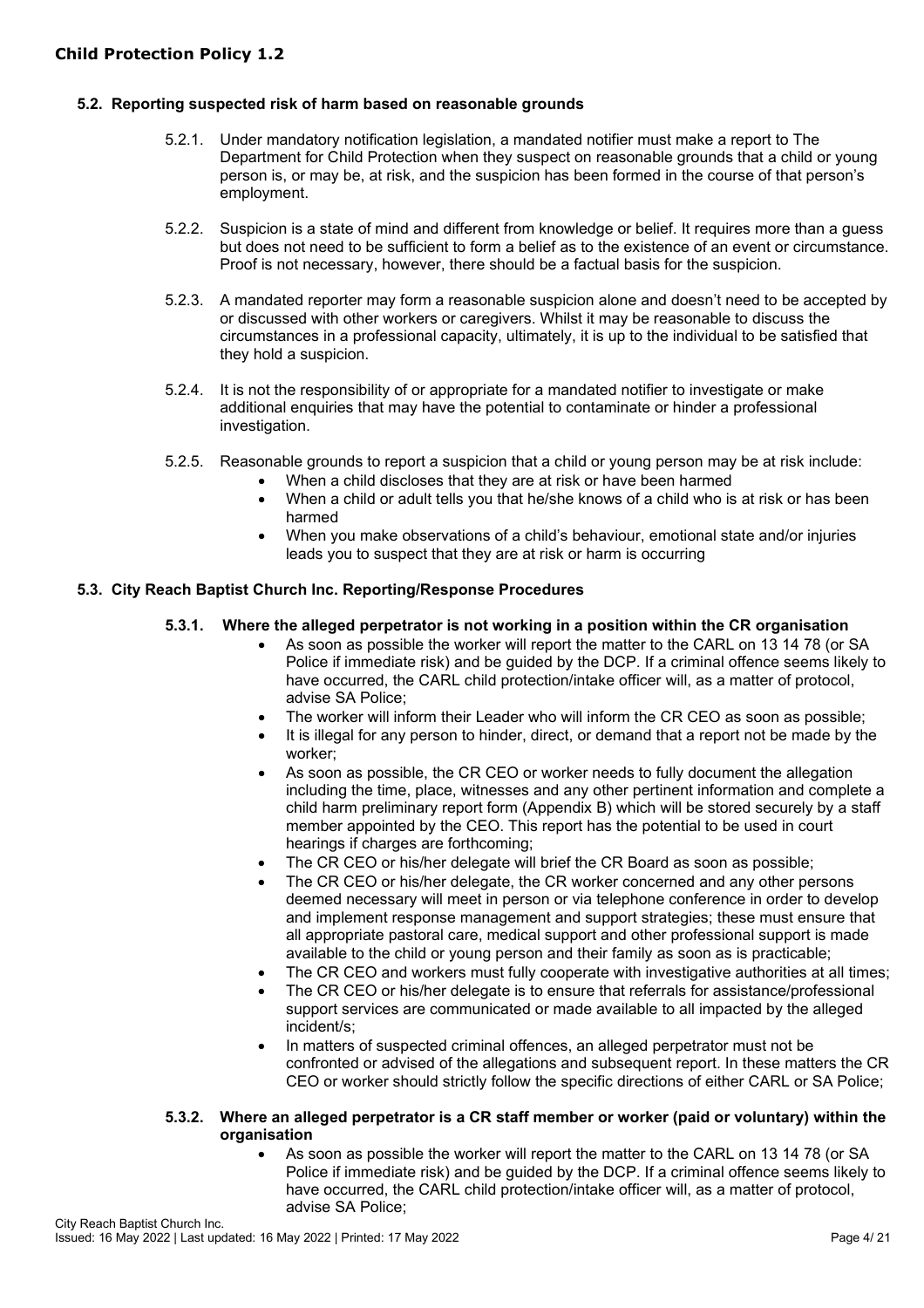### 5.2. Reporting suspected risk of harm based on reasonable grounds

5.2.1. Under mandatory notification legislation, a mandated notifier must make a report to The Department for Child Protection when they suspect on reasonable grounds that a child or young person is, or may be, at risk, and the suspicion has been formed in the course of that person's employment.

5.2.2. Suspicion is a state of mind and different from knowledge or belief. It requires more than a guess but does not need to be sufficient to form a belief as to the existence of an event or circumstance. Proof is not necessary, however, there should be a factual basis for the suspicion.

5.2.3. A mandated reporter may form a reasonable suspicion alone and doesn't need to be accepted by or discussed with other workers or caregivers. Whilst it may be reasonable to discuss the circumstances in a professional capacity, ultimately, it is up to the individual to be satisfied that they hold a suspicion.

5.2.4. It is not the responsibility of or appropriate for a mandated notifier to investigate or make additional enquiries that may have the potential to contaminate or hinder a professional investigation.

5.2.5. Reasonable grounds to report a suspicion that a child or young person may be at risk include:

- When a child discloses that they are at risk or have been harmed
- When a child or adult tells you that he/she knows of a child who is at risk or has been harmed
- When you make observations of a child's behaviour, emotional state and/or injuries leads you to suspect that they are at risk or harm is occurring

### 5.3. City Reach Baptist Church Inc. Reporting/Response Procedures

#### 5.3.1. Where the alleged perpetrator is not working in a position within the CR organisation

- As soon as possible the worker will report the matter to the CARL on 13 14 78 (or SA Police if immediate risk) and be guided by the DCP. If a criminal offence seems likely to have occurred, the CARL child protection/intake officer will, as a matter of protocol, advise SA Police;
- The worker will inform their Leader who will inform the CR CEO as soon as possible;
- It is illegal for any person to hinder, direct, or demand that a report not be made by the worker;
- As soon as possible, the CR CEO or worker needs to fully document the allegation including the time, place, witnesses and any other pertinent information and complete a child harm preliminary report form (Appendix B) which will be stored securely by a staff member appointed by the CEO. This report has the potential to be used in court hearings if charges are forthcoming;
- The CR CEO or his/her delegate will brief the CR Board as soon as possible;
- The CR CEO or his/her delegate, the CR worker concerned and any other persons deemed necessary will meet in person or via telephone conference in order to develop and implement response management and support strategies; these must ensure that all appropriate pastoral care, medical support and other professional support is made available to the child or young person and their family as soon as is practicable;
- The CR CEO and workers must fully cooperate with investigative authorities at all times;
- The CR CEO or his/her delegate is to ensure that referrals for assistance/professional support services are communicated or made available to all impacted by the alleged incident/s;
- In matters of suspected criminal offences, an alleged perpetrator must not be confronted or advised of the allegations and subsequent report. In these matters the CR CEO or worker should strictly follow the specific directions of either CARL or SA Police;

#### 5.3.2. Where an alleged perpetrator is a CR staff member or worker (paid or voluntary) within the organisation

- As soon as possible the worker will report the matter to the CARL on 13 14 78 (or SA Police if immediate risk) and be guided by the DCP. If a criminal offence seems likely to have occurred, the CARL child protection/intake officer will, as a matter of protocol, advise SA Police;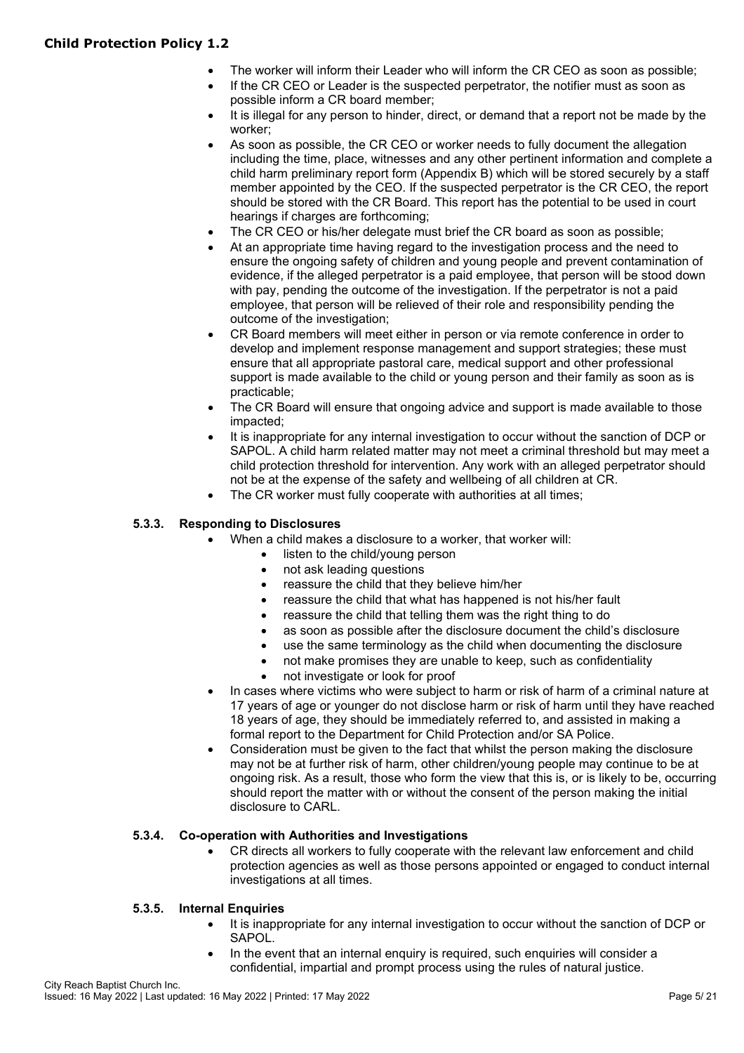- The worker will inform their Leader who will inform the CR CEO as soon as possible;
- If the CR CEO or Leader is the suspected perpetrator, the notifier must as soon as possible inform a CR board member;
- It is illegal for any person to hinder, direct, or demand that a report not be made by the worker;
- As soon as possible, the CR CEO or worker needs to fully document the allegation including the time, place, witnesses and any other pertinent information and complete a child harm preliminary report form (Appendix B) which will be stored securely by a staff member appointed by the CEO. If the suspected perpetrator is the CR CEO, the report should be stored with the CR Board. This report has the potential to be used in court hearings if charges are forthcoming;
- The CR CEO or his/her delegate must brief the CR board as soon as possible;
- At an appropriate time having regard to the investigation process and the need to ensure the ongoing safety of children and young people and prevent contamination of evidence, if the alleged perpetrator is a paid employee, that person will be stood down with pay, pending the outcome of the investigation. If the perpetrator is not a paid employee, that person will be relieved of their role and responsibility pending the outcome of the investigation;
- CR Board members will meet either in person or via remote conference in order to develop and implement response management and support strategies; these must ensure that all appropriate pastoral care, medical support and other professional support is made available to the child or young person and their family as soon as is practicable;
- The CR Board will ensure that ongoing advice and support is made available to those impacted;
- It is inappropriate for any internal investigation to occur without the sanction of DCP or SAPOL. A child harm related matter may not meet a criminal threshold but may meet a child protection threshold for intervention. Any work with an alleged perpetrator should not be at the expense of the safety and wellbeing of all children at CR.
- The CR worker must fully cooperate with authorities at all times;

#### 5.3.3. Responding to Disclosures

- When a child makes a disclosure to a worker, that worker will:
  - listen to the child/young person
  - not ask leading questions
  - reassure the child that they believe him/her
  - reassure the child that what has happened is not his/her fault
  - reassure the child that telling them was the right thing to do
  - as soon as possible after the disclosure document the child's disclosure
  - use the same terminology as the child when documenting the disclosure
  - not make promises they are unable to keep, such as confidentiality
  - not investigate or look for proof
- In cases where victims who were subject to harm or risk of harm of a criminal nature at 17 years of age or younger do not disclose harm or risk of harm until they have reached 18 years of age, they should be immediately referred to, and assisted in making a formal report to the Department for Child Protection and/or SA Police.
- Consideration must be given to the fact that whilst the person making the disclosure may not be at further risk of harm, other children/young people may continue to be at ongoing risk. As a result, those who form the view that this is, or is likely to be, occurring should report the matter with or without the consent of the person making the initial disclosure to CARL.

#### 5.3.4. Co-operation with Authorities and Investigations

- CR directs all workers to fully cooperate with the relevant law enforcement and child protection agencies as well as those persons appointed or engaged to conduct internal investigations at all times.

#### 5.3.5. Internal Enquiries

- It is inappropriate for any internal investigation to occur without the sanction of DCP or SAPOL.
- In the event that an internal enquiry is required, such enquiries will consider a confidential, impartial and prompt process using the rules of natural justice.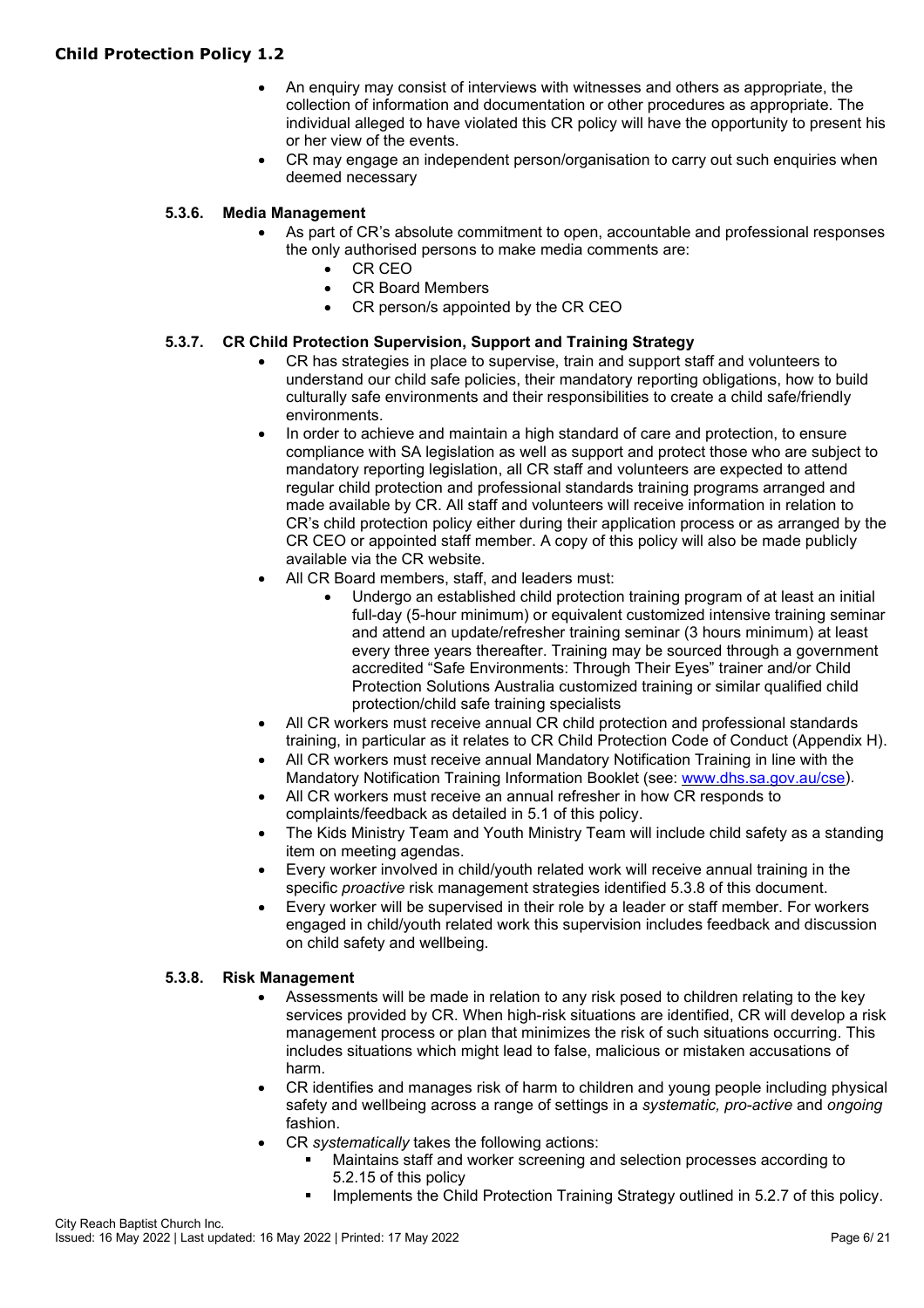- An enquiry may consist of interviews with witnesses and others as appropriate, the collection of information and documentation or other procedures as appropriate. The individual alleged to have violated this CR policy will have the opportunity to present his or her view of the events.
- CR may engage an independent person/organisation to carry out such enquiries when deemed necessary

#### 5.3.6. Media Management

- As part of CR's absolute commitment to open, accountable and professional responses the only authorised persons to make media comments are:
  - CR CEO
  - CR Board Members
  - CR person/s appointed by the CR CEO

#### 5.3.7. CR Child Protection Supervision, Support and Training Strategy

- CR has strategies in place to supervise, train and support staff and volunteers to understand our child safe policies, their mandatory reporting obligations, how to build culturally safe environments and their responsibilities to create a child safe/friendly environments.
- In order to achieve and maintain a high standard of care and protection, to ensure compliance with SA legislation as well as support and protect those who are subject to mandatory reporting legislation, all CR staff and volunteers are expected to attend regular child protection and professional standards training programs arranged and made available by CR. All staff and volunteers will receive information in relation to CR's child protection policy either during their application process or as arranged by the CR CEO or appointed staff member. A copy of this policy will also be made publicly available via the CR website.
- All CR Board members, staff, and leaders must:
  - Undergo an established child protection training program of at least an initial full-day (5-hour minimum) or equivalent customized intensive training seminar and attend an update/refresher training seminar (3 hours minimum) at least every three years thereafter. Training may be sourced through a government accredited "Safe Environments: Through Their Eyes" trainer and/or Child Protection Solutions Australia customized training or similar qualified child protection/child safe training specialists
- All CR workers must receive annual CR child protection and professional standards training, in particular as it relates to CR Child Protection Code of Conduct (Appendix H).
- All CR workers must receive annual Mandatory Notification Training in line with the Mandatory Notification Training Information Booklet (see: www.dhs.sa.gov.au/cse).
- All CR workers must receive an annual refresher in how CR responds to complaints/feedback as detailed in 5.1 of this policy.
- The Kids Ministry Team and Youth Ministry Team will include child safety as a standing item on meeting agendas.
- Every worker involved in child/youth related work will receive annual training in the specific *proactive* risk management strategies identified 5.3.8 of this document.
- Every worker will be supervised in their role by a leader or staff member. For workers engaged in child/youth related work this supervision includes feedback and discussion on child safety and wellbeing.

#### 5.3.8. Risk Management

- Assessments will be made in relation to any risk posed to children relating to the key services provided by CR. When high-risk situations are identified, CR will develop a risk management process or plan that minimizes the risk of such situations occurring. This includes situations which might lead to false, malicious or mistaken accusations of harm.
- CR identifies and manages risk of harm to children and young people including physical safety and wellbeing across a range of settings in a *systematic, pro-active* and *ongoing* fashion.
- CR *systematically* takes the following actions:
  - Maintains staff and worker screening and selection processes according to 5.2.15 of this policy
  - Implements the Child Protection Training Strategy outlined in 5.2.7 of this policy.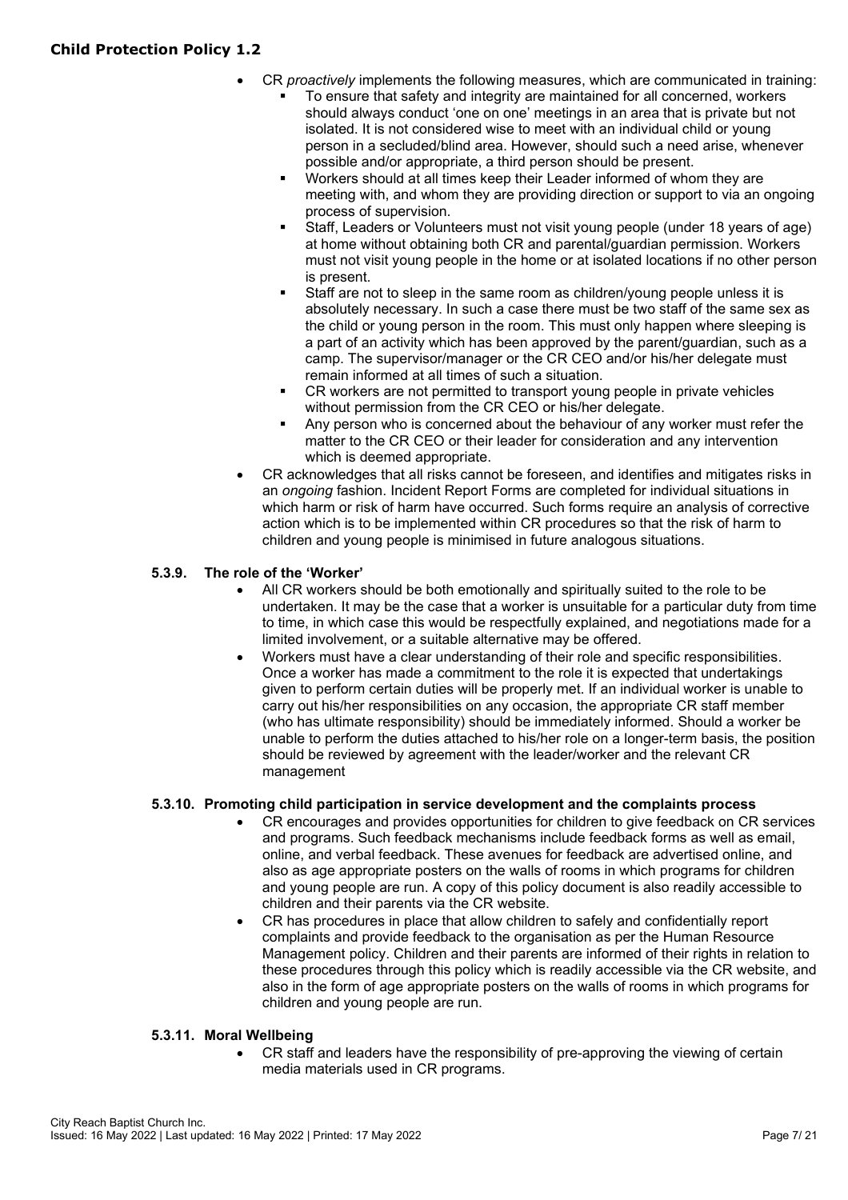- CR *proactively* implements the following measures, which are communicated in training:
  - To ensure that safety and integrity are maintained for all concerned, workers should always conduct 'one on one' meetings in an area that is private but not isolated. It is not considered wise to meet with an individual child or young person in a secluded/blind area. However, should such a need arise, whenever possible and/or appropriate, a third person should be present.
  - Workers should at all times keep their Leader informed of whom they are meeting with, and whom they are providing direction or support to via an ongoing process of supervision.
  - Staff, Leaders or Volunteers must not visit young people (under 18 years of age) at home without obtaining both CR and parental/guardian permission. Workers must not visit young people in the home or at isolated locations if no other person is present.
  - Staff are not to sleep in the same room as children/young people unless it is absolutely necessary. In such a case there must be two staff of the same sex as the child or young person in the room. This must only happen where sleeping is a part of an activity which has been approved by the parent/guardian, such as a camp. The supervisor/manager or the CR CEO and/or his/her delegate must remain informed at all times of such a situation.
  - CR workers are not permitted to transport young people in private vehicles without permission from the CR CEO or his/her delegate.
  - Any person who is concerned about the behaviour of any worker must refer the matter to the CR CEO or their leader for consideration and any intervention which is deemed appropriate.
- CR acknowledges that all risks cannot be foreseen, and identifies and mitigates risks in an *ongoing* fashion. Incident Report Forms are completed for individual situations in which harm or risk of harm have occurred. Such forms require an analysis of corrective action which is to be implemented within CR procedures so that the risk of harm to children and young people is minimised in future analogous situations.

#### 5.3.9. The role of the 'Worker'

- All CR workers should be both emotionally and spiritually suited to the role to be undertaken. It may be the case that a worker is unsuitable for a particular duty from time to time, in which case this would be respectfully explained, and negotiations made for a limited involvement, or a suitable alternative may be offered.
- Workers must have a clear understanding of their role and specific responsibilities. Once a worker has made a commitment to the role it is expected that undertakings given to perform certain duties will be properly met. If an individual worker is unable to carry out his/her responsibilities on any occasion, the appropriate CR staff member (who has ultimate responsibility) should be immediately informed. Should a worker be unable to perform the duties attached to his/her role on a longer-term basis, the position should be reviewed by agreement with the leader/worker and the relevant CR management

#### 5.3.10. Promoting child participation in service development and the complaints process

- CR encourages and provides opportunities for children to give feedback on CR services and programs. Such feedback mechanisms include feedback forms as well as email, online, and verbal feedback. These avenues for feedback are advertised online, and also as age appropriate posters on the walls of rooms in which programs for children and young people are run. A copy of this policy document is also readily accessible to children and their parents via the CR website.
- CR has procedures in place that allow children to safely and confidentially report complaints and provide feedback to the organisation as per the Human Resource Management policy. Children and their parents are informed of their rights in relation to these procedures through this policy which is readily accessible via the CR website, and also in the form of age appropriate posters on the walls of rooms in which programs for children and young people are run.

#### 5.3.11. Moral Wellbeing

- CR staff and leaders have the responsibility of pre-approving the viewing of certain media materials used in CR programs.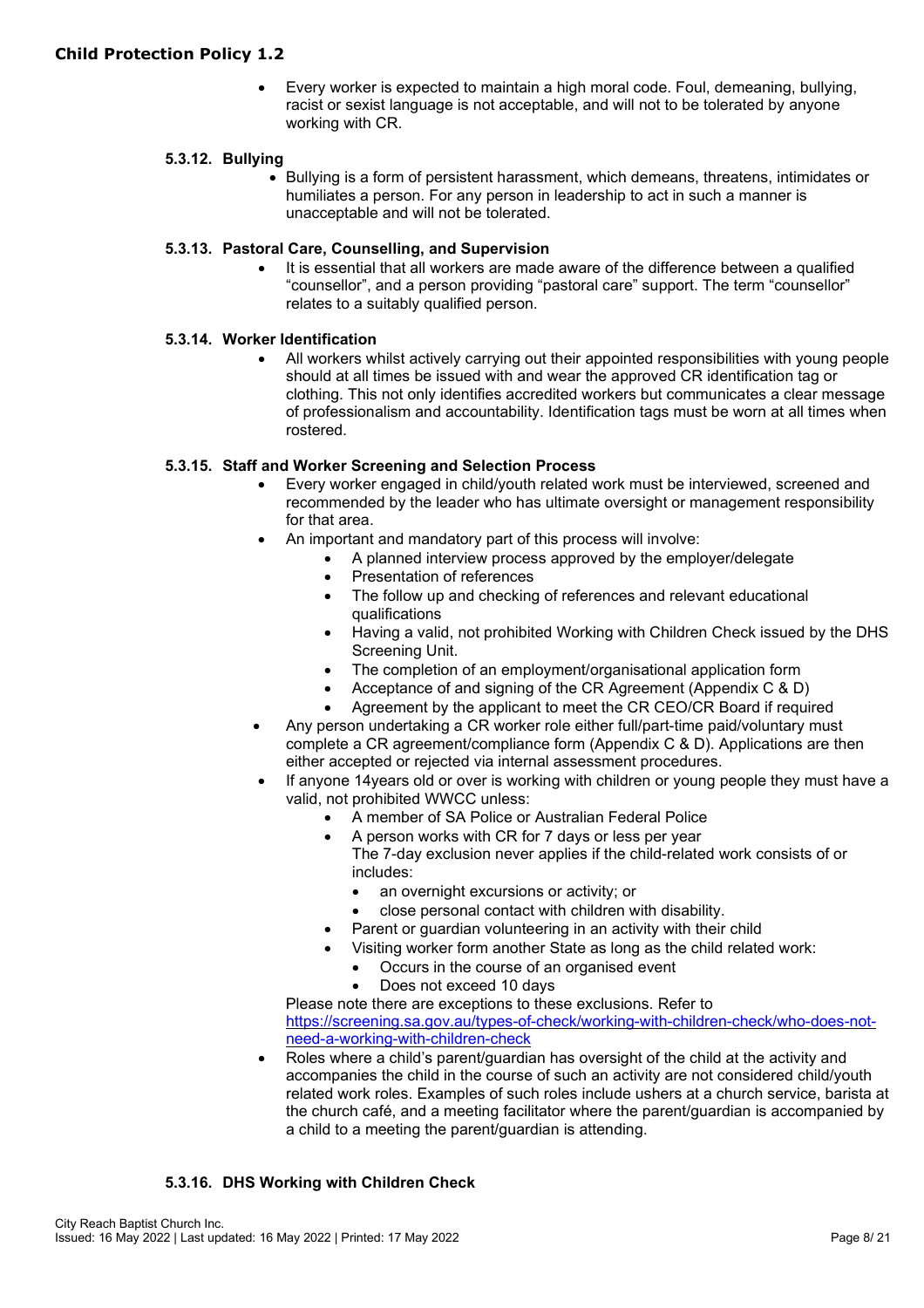- Every worker is expected to maintain a high moral code. Foul, demeaning, bullying, racist or sexist language is not acceptable, and will not to be tolerated by anyone working with CR.

#### 5.3.12. Bullying

- Bullying is a form of persistent harassment, which demeans, threatens, intimidates or humiliates a person. For any person in leadership to act in such a manner is unacceptable and will not be tolerated.

#### 5.3.13. Pastoral Care, Counselling, and Supervision

- It is essential that all workers are made aware of the difference between a qualified "counsellor", and a person providing "pastoral care" support. The term "counsellor" relates to a suitably qualified person.

#### 5.3.14. Worker Identification

- All workers whilst actively carrying out their appointed responsibilities with young people should at all times be issued with and wear the approved CR identification tag or clothing. This not only identifies accredited workers but communicates a clear message of professionalism and accountability. Identification tags must be worn at all times when rostered.

#### 5.3.15. Staff and Worker Screening and Selection Process

- Every worker engaged in child/youth related work must be interviewed, screened and recommended by the leader who has ultimate oversight or management responsibility for that area.
- An important and mandatory part of this process will involve:
    - A planned interview process approved by the employer/delegate
    - Presentation of references
    - The follow up and checking of references and relevant educational qualifications
    - Having a valid, not prohibited Working with Children Check issued by the DHS Screening Unit.
    - The completion of an employment/organisational application form
    - Acceptance of and signing of the CR Agreement (Appendix C & D)
    - Agreement by the applicant to meet the CR CEO/CR Board if required
- Any person undertaking a CR worker role either full/part-time paid/voluntary must complete a CR agreement/compliance form (Appendix C & D). Applications are then either accepted or rejected via internal assessment procedures.
- If anyone 14years old or over is working with children or young people they must have a valid, not prohibited WWCC unless:
    - A member of SA Police or Australian Federal Police
    - A person works with CR for 7 days or less per year
      The 7-day exclusion never applies if the child-related work consists of or includes:
        - an overnight excursions or activity; or
        - close personal contact with children with disability.
    - Parent or guardian volunteering in an activity with their child
    - Visiting worker form another State as long as the child related work:
        - Occurs in the course of an organised event
        - Does not exceed 10 days

  Please note there are exceptions to these exclusions. Refer to https://screening.sa.gov.au/types-of-check/working-with-children-check/who-does-not-need-a-working-with-children-check
- Roles where a child's parent/guardian has oversight of the child at the activity and accompanies the child in the course of such an activity are not considered child/youth related work roles. Examples of such roles include ushers at a church service, barista at the church café, and a meeting facilitator where the parent/guardian is accompanied by a child to a meeting the parent/guardian is attending.

#### 5.3.16. DHS Working with Children Check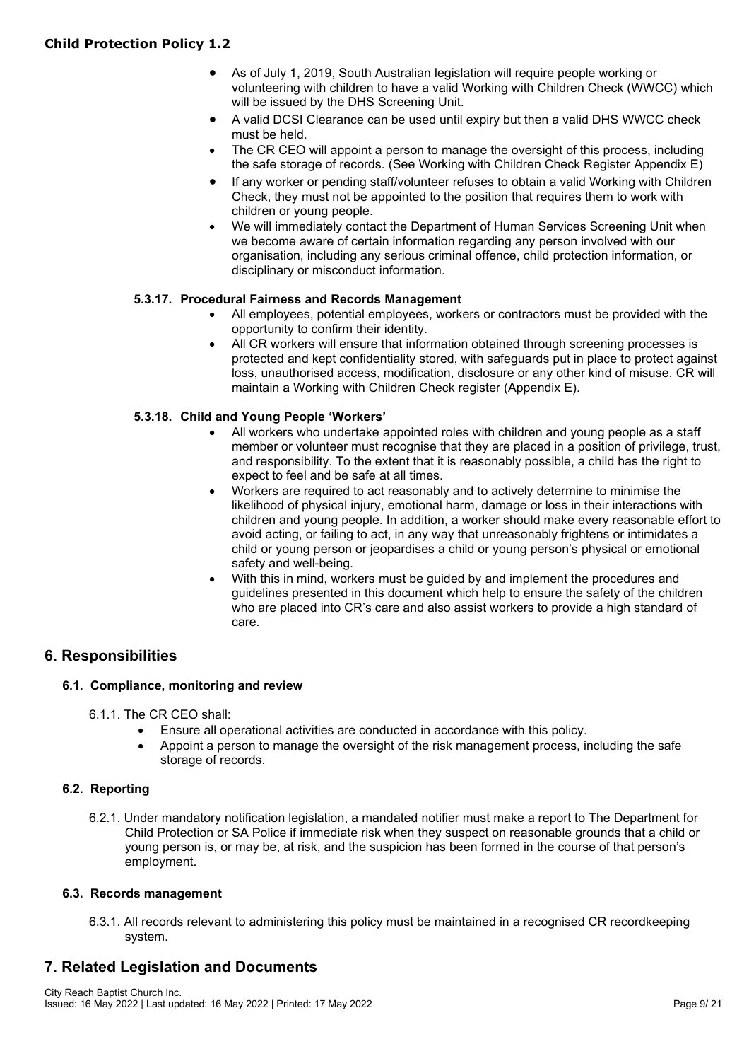- As of July 1, 2019, South Australian legislation will require people working or volunteering with children to have a valid Working with Children Check (WWCC) which will be issued by the DHS Screening Unit.
- A valid DCSI Clearance can be used until expiry but then a valid DHS WWCC check must be held.
- The CR CEO will appoint a person to manage the oversight of this process, including the safe storage of records. (See Working with Children Check Register Appendix E)
- If any worker or pending staff/volunteer refuses to obtain a valid Working with Children Check, they must not be appointed to the position that requires them to work with children or young people.
- We will immediately contact the Department of Human Services Screening Unit when we become aware of certain information regarding any person involved with our organisation, including any serious criminal offence, child protection information, or disciplinary or misconduct information.

#### 5.3.17. Procedural Fairness and Records Management

- All employees, potential employees, workers or contractors must be provided with the opportunity to confirm their identity.
- All CR workers will ensure that information obtained through screening processes is protected and kept confidentiality stored, with safeguards put in place to protect against loss, unauthorised access, modification, disclosure or any other kind of misuse. CR will maintain a Working with Children Check register (Appendix E).

#### 5.3.18. Child and Young People 'Workers'

- All workers who undertake appointed roles with children and young people as a staff member or volunteer must recognise that they are placed in a position of privilege, trust, and responsibility. To the extent that it is reasonably possible, a child has the right to expect to feel and be safe at all times.
- Workers are required to act reasonably and to actively determine to minimise the likelihood of physical injury, emotional harm, damage or loss in their interactions with children and young people. In addition, a worker should make every reasonable effort to avoid acting, or failing to act, in any way that unreasonably frightens or intimidates a child or young person or jeopardises a child or young person's physical or emotional safety and well-being.
- With this in mind, workers must be guided by and implement the procedures and guidelines presented in this document which help to ensure the safety of the children who are placed into CR's care and also assist workers to provide a high standard of care.

## 6. Responsibilities

### 6.1. Compliance, monitoring and review

6.1.1. The CR CEO shall:

- Ensure all operational activities are conducted in accordance with this policy.
- Appoint a person to manage the oversight of the risk management process, including the safe storage of records.

### 6.2. Reporting

6.2.1. Under mandatory notification legislation, a mandated notifier must make a report to The Department for Child Protection or SA Police if immediate risk when they suspect on reasonable grounds that a child or young person is, or may be, at risk, and the suspicion has been formed in the course of that person's employment.

### 6.3. Records management

6.3.1. All records relevant to administering this policy must be maintained in a recognised CR recordkeeping system.

## 7. Related Legislation and Documents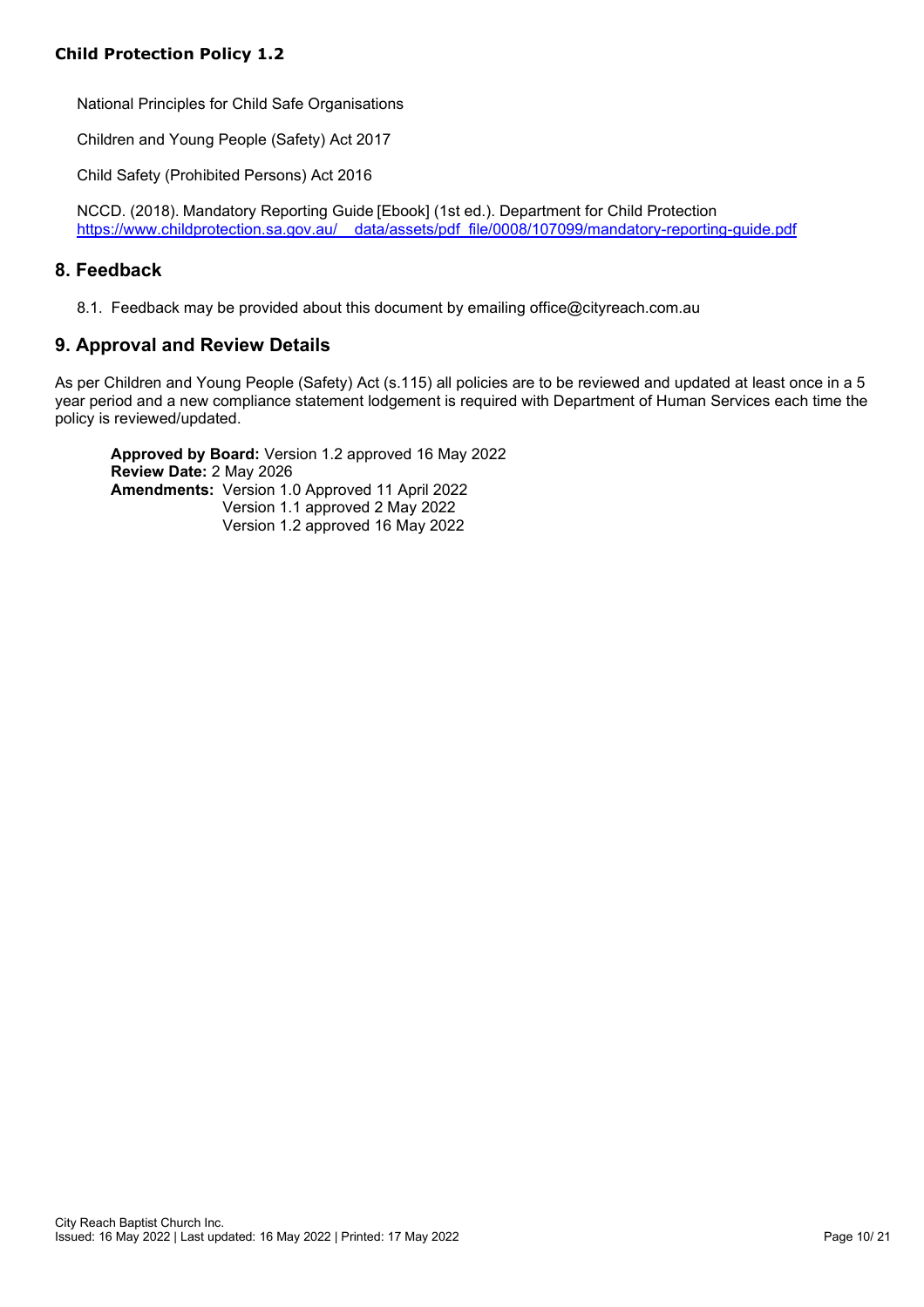National Principles for Child Safe Organisations

Children and Young People (Safety) Act 2017

Child Safety (Prohibited Persons) Act 2016

NCCD. (2018). Mandatory Reporting Guide [Ebook] (1st ed.). Department for Child Protection https://www.childprotection.sa.gov.au/__data/assets/pdf_file/0008/107099/mandatory-reporting-guide.pdf

## 8. Feedback

8.1. Feedback may be provided about this document by emailing office@cityreach.com.au

## 9. Approval and Review Details

As per Children and Young People (Safety) Act (s.115) all policies are to be reviewed and updated at least once in a 5 year period and a new compliance statement lodgement is required with Department of Human Services each time the policy is reviewed/updated.

**Approved by Board:** Version 1.2 approved 16 May 2022
**Review Date:** 2 May 2026
**Amendments:** Version 1.0 Approved 11 April 2022
Version 1.1 approved 2 May 2022
Version 1.2 approved 16 May 2022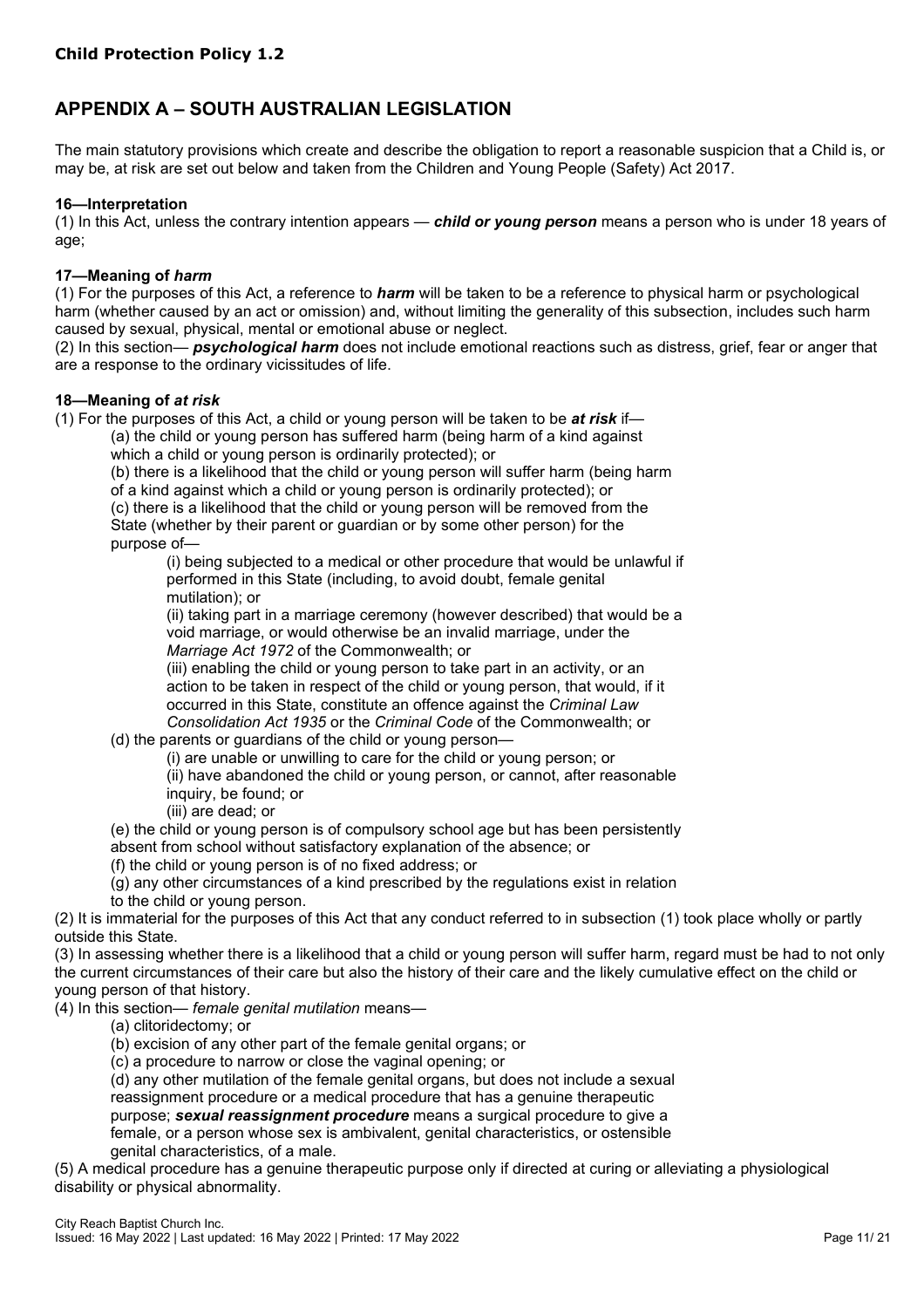## APPENDIX A – SOUTH AUSTRALIAN LEGISLATION

The main statutory provisions which create and describe the obligation to report a reasonable suspicion that a Child is, or may be, at risk are set out below and taken from the Children and Young People (Safety) Act 2017.

**16—Interpretation**

(1) In this Act, unless the contrary intention appears — ***child or young person*** means a person who is under 18 years of age;

**17—Meaning of *harm***

(1) For the purposes of this Act, a reference to ***harm*** will be taken to be a reference to physical harm or psychological harm (whether caused by an act or omission) and, without limiting the generality of this subsection, includes such harm caused by sexual, physical, mental or emotional abuse or neglect.

(2) In this section— ***psychological harm*** does not include emotional reactions such as distress, grief, fear or anger that are a response to the ordinary vicissitudes of life.

**18—Meaning of *at risk***

(1) For the purposes of this Act, a child or young person will be taken to be ***at risk*** if—

(a) the child or young person has suffered harm (being harm of a kind against which a child or young person is ordinarily protected); or

(b) there is a likelihood that the child or young person will suffer harm (being harm of a kind against which a child or young person is ordinarily protected); or

(c) there is a likelihood that the child or young person will be removed from the State (whether by their parent or guardian or by some other person) for the purpose of—

(i) being subjected to a medical or other procedure that would be unlawful if performed in this State (including, to avoid doubt, female genital mutilation); or

(ii) taking part in a marriage ceremony (however described) that would be a void marriage, or would otherwise be an invalid marriage, under the *Marriage Act 1972* of the Commonwealth; or

(iii) enabling the child or young person to take part in an activity, or an action to be taken in respect of the child or young person, that would, if it occurred in this State, constitute an offence against the *Criminal Law Consolidation Act 1935* or the *Criminal Code* of the Commonwealth; or

(d) the parents or guardians of the child or young person—

(i) are unable or unwilling to care for the child or young person; or

(ii) have abandoned the child or young person, or cannot, after reasonable inquiry, be found; or

(iii) are dead; or

(e) the child or young person is of compulsory school age but has been persistently absent from school without satisfactory explanation of the absence; or

(f) the child or young person is of no fixed address; or

(g) any other circumstances of a kind prescribed by the regulations exist in relation to the child or young person.

(2) It is immaterial for the purposes of this Act that any conduct referred to in subsection (1) took place wholly or partly outside this State.

(3) In assessing whether there is a likelihood that a child or young person will suffer harm, regard must be had to not only the current circumstances of their care but also the history of their care and the likely cumulative effect on the child or young person of that history.

(4) In this section— *female genital mutilation* means—

(a) clitoridectomy; or

(b) excision of any other part of the female genital organs; or

(c) a procedure to narrow or close the vaginal opening; or

(d) any other mutilation of the female genital organs, but does not include a sexual reassignment procedure or a medical procedure that has a genuine therapeutic purpose; ***sexual reassignment procedure*** means a surgical procedure to give a female, or a person whose sex is ambivalent, genital characteristics, or ostensible genital characteristics, of a male.

(5) A medical procedure has a genuine therapeutic purpose only if directed at curing or alleviating a physiological disability or physical abnormality.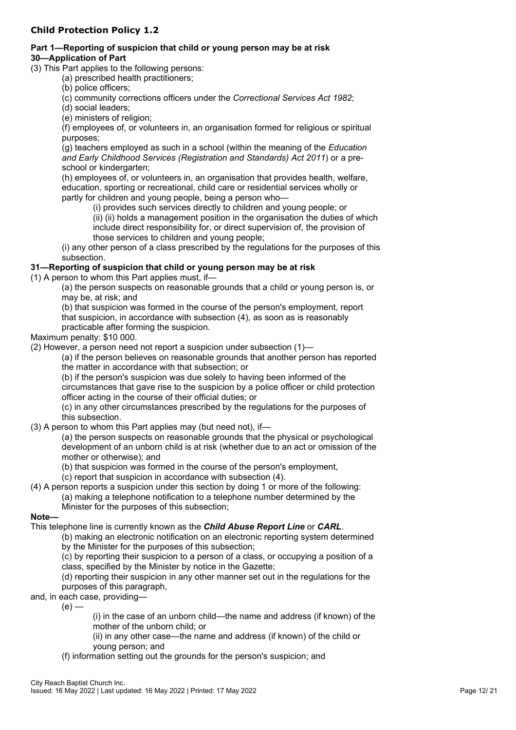**Child Protection Policy 1.2**

**Part 1—Reporting of suspicion that child or young person may be at risk**

**30—Application of Part**

(3) This Part applies to the following persons:

(a) prescribed health practitioners;

(b) police officers;

(c) community corrections officers under the *Correctional Services Act 1982*;

(d) social leaders;

(e) ministers of religion;

(f) employees of, or volunteers in, an organisation formed for religious or spiritual purposes;

(g) teachers employed as such in a school (within the meaning of the *Education and Early Childhood Services (Registration and Standards) Act 2011*) or a pre-school or kindergarten;

(h) employees of, or volunteers in, an organisation that provides health, welfare, education, sporting or recreational, child care or residential services wholly or partly for children and young people, being a person who—

(i) provides such services directly to children and young people; or

(ii) (ii) holds a management position in the organisation the duties of which include direct responsibility for, or direct supervision of, the provision of those services to children and young people;

(i) any other person of a class prescribed by the regulations for the purposes of this subsection.

**31—Reporting of suspicion that child or young person may be at risk**

(1) A person to whom this Part applies must, if—

(a) the person suspects on reasonable grounds that a child or young person is, or may be, at risk; and

(b) that suspicion was formed in the course of the person's employment, report that suspicion, in accordance with subsection (4), as soon as is reasonably practicable after forming the suspicion.

Maximum penalty: $10 000.

(2) However, a person need not report a suspicion under subsection (1)—

(a) if the person believes on reasonable grounds that another person has reported the matter in accordance with that subsection; or

(b) if the person's suspicion was due solely to having been informed of the circumstances that gave rise to the suspicion by a police officer or child protection officer acting in the course of their official duties; or

(c) in any other circumstances prescribed by the regulations for the purposes of this subsection.

(3) A person to whom this Part applies may (but need not), if—

(a) the person suspects on reasonable grounds that the physical or psychological development of an unborn child is at risk (whether due to an act or omission of the mother or otherwise); and

(b) that suspicion was formed in the course of the person's employment,

(c) report that suspicion in accordance with subsection (4).

(4) A person reports a suspicion under this section by doing 1 or more of the following:

(a) making a telephone notification to a telephone number determined by the Minister for the purposes of this subsection;

**Note—**

This telephone line is currently known as the ***Child Abuse Report Line*** or ***CARL***.

(b) making an electronic notification on an electronic reporting system determined by the Minister for the purposes of this subsection;

(c) by reporting their suspicion to a person of a class, or occupying a position of a class, specified by the Minister by notice in the Gazette;

(d) reporting their suspicion in any other manner set out in the regulations for the purposes of this paragraph,

and, in each case, providing—

(e) —

(i) in the case of an unborn child—the name and address (if known) of the mother of the unborn child; or

(ii) in any other case—the name and address (if known) of the child or young person; and

(f) information setting out the grounds for the person's suspicion; and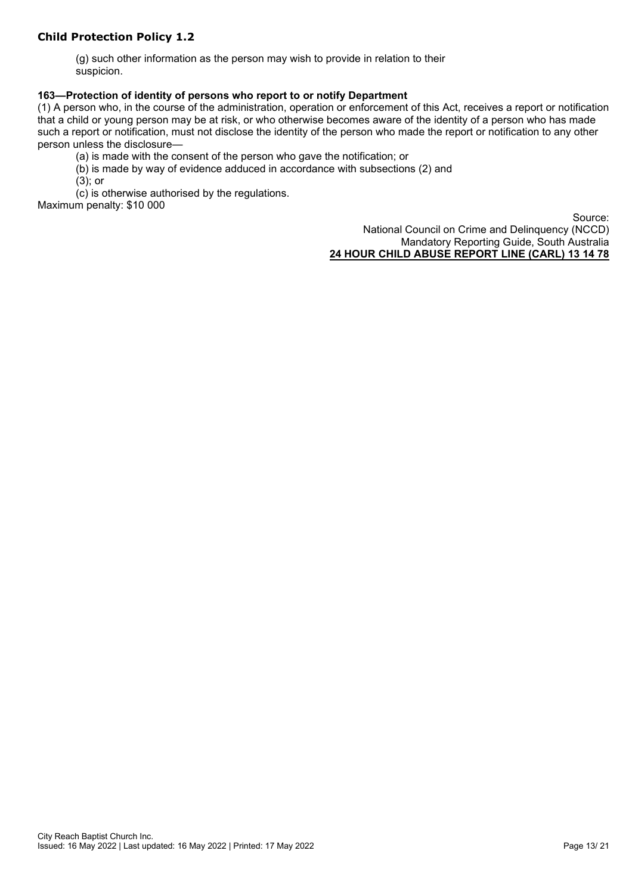(g) such other information as the person may wish to provide in relation to their suspicion.

**163—Protection of identity of persons who report to or notify Department**

(1) A person who, in the course of the administration, operation or enforcement of this Act, receives a report or notification that a child or young person may be at risk, or who otherwise becomes aware of the identity of a person who has made such a report or notification, must not disclose the identity of the person who made the report or notification to any other person unless the disclosure—

(a) is made with the consent of the person who gave the notification; or

(b) is made by way of evidence adduced in accordance with subsections (2) and (3); or

(c) is otherwise authorised by the regulations.

Maximum penalty: $10 000

Source:
National Council on Crime and Delinquency (NCCD)
Mandatory Reporting Guide, South Australia
**24 HOUR CHILD ABUSE REPORT LINE (CARL) 13 14 78**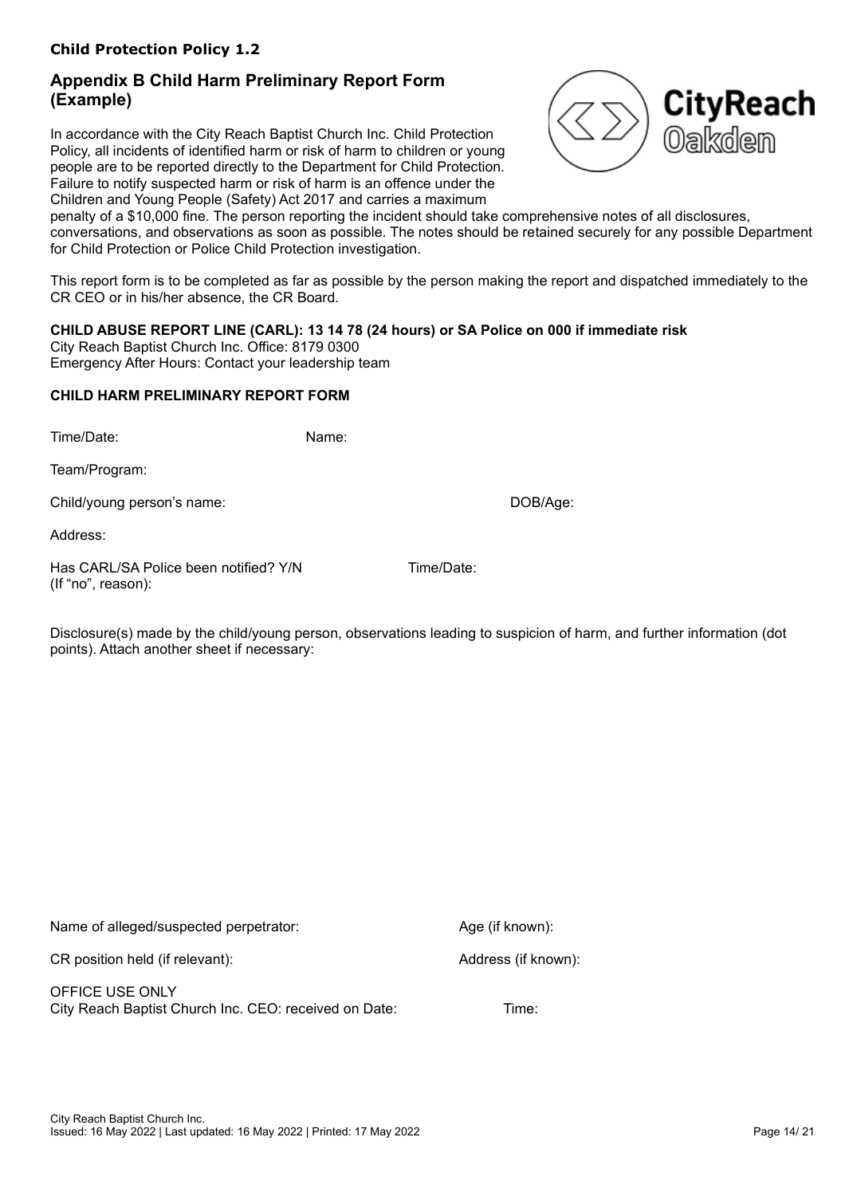**Child Protection Policy 1.2**

## Appendix B Child Harm Preliminary Report Form (Example)

In accordance with the City Reach Baptist Church Inc. Child Protection Policy, all incidents of identified harm or risk of harm to children or young people are to be reported directly to the Department for Child Protection. Failure to notify suspected harm or risk of harm is an offence under the Children and Young People (Safety) Act 2017 and carries a maximum penalty of a $10,000 fine. The person reporting the incident should take comprehensive notes of all disclosures, conversations, and observations as soon as possible. The notes should be retained securely for any possible Department for Child Protection or Police Child Protection investigation.

This report form is to be completed as far as possible by the person making the report and dispatched immediately to the CR CEO or in his/her absence, the CR Board.

**CHILD ABUSE REPORT LINE (CARL): 13 14 78 (24 hours) or SA Police on 000 if immediate risk**
City Reach Baptist Church Inc. Office: 8179 0300
Emergency After Hours: Contact your leadership team

**CHILD HARM PRELIMINARY REPORT FORM**

Time/Date: Name:

Team/Program:

Child/young person's name: DOB/Age:

Address:

Has CARL/SA Police been notified? Y/N Time/Date:
(If "no", reason):

Disclosure(s) made by the child/young person, observations leading to suspicion of harm, and further information (dot points). Attach another sheet if necessary:

Name of alleged/suspected perpetrator: Age (if known):

CR position held (if relevant): Address (if known):

OFFICE USE ONLY
City Reach Baptist Church Inc. CEO: received on Date: Time:

City Reach Baptist Church Inc.
Issued: 16 May 2022 | Last updated: 16 May 2022 | Printed: 17 May 2022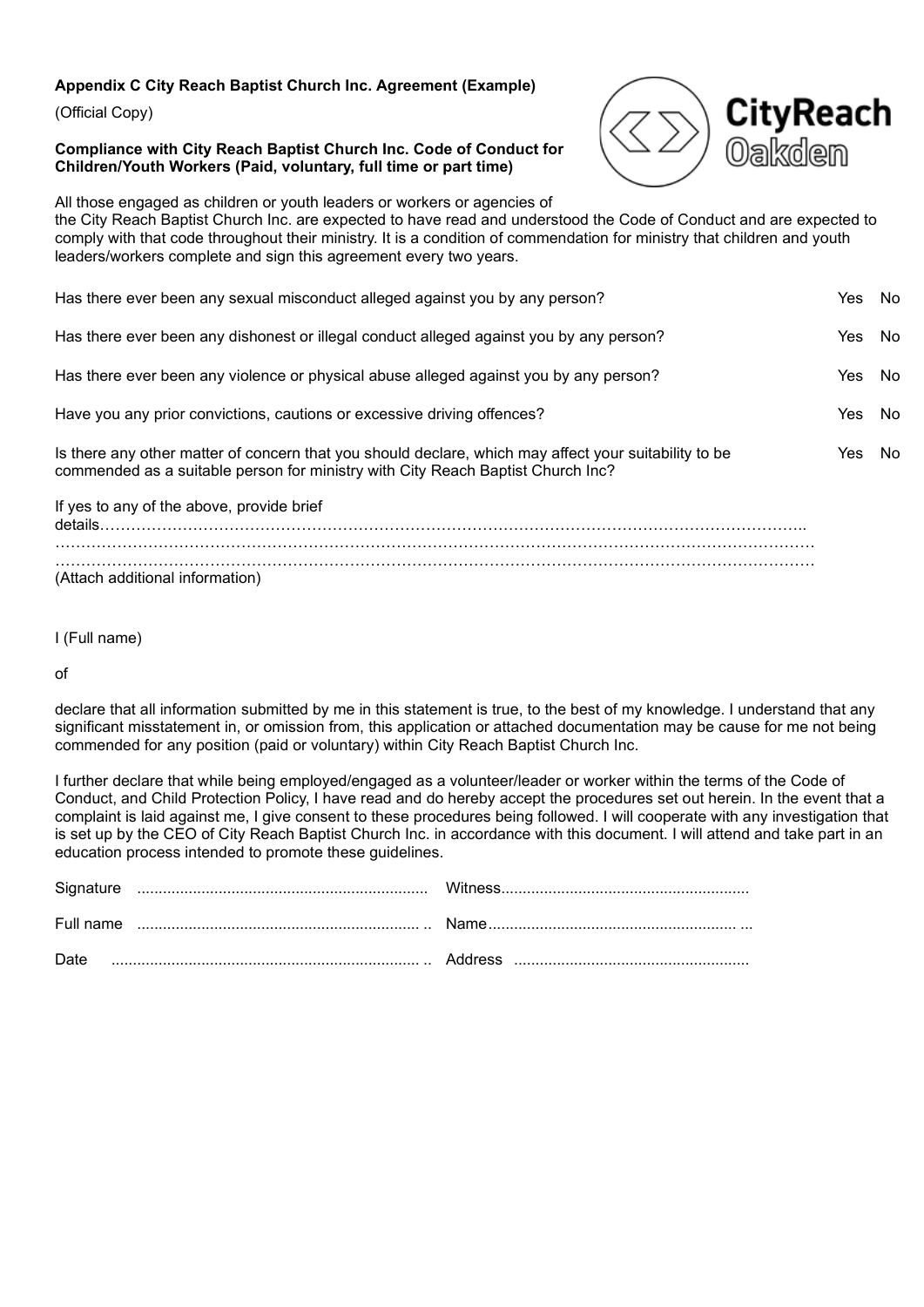**Appendix C City Reach Baptist Church Inc. Agreement (Example)**

(Official Copy)

**Compliance with City Reach Baptist Church Inc. Code of Conduct for Children/Youth Workers (Paid, voluntary, full time or part time)**

CityReach Oakden

All those engaged as children or youth leaders or workers or agencies of the City Reach Baptist Church Inc. are expected to have read and understood the Code of Conduct and are expected to comply with that code throughout their ministry. It is a condition of commendation for ministry that children and youth leaders/workers complete and sign this agreement every two years.

| | | |
|---|---|---|
| Has there ever been any sexual misconduct alleged against you by any person? | Yes | No |
| Has there ever been any dishonest or illegal conduct alleged against you by any person? | Yes | No |
| Has there ever been any violence or physical abuse alleged against you by any person? | Yes | No |
| Have you any prior convictions, cautions or excessive driving offences? | Yes | No |
| Is there any other matter of concern that you should declare, which may affect your suitability to be commended as a suitable person for ministry with City Reach Baptist Church Inc? | Yes | No |

If yes to any of the above, provide brief details……………………………………………………………………………………………………………………..
……………………………………………………………………………………………………………………………
……………………………………………………………………………………………………………………………
(Attach additional information)

I (Full name)

of

declare that all information submitted by me in this statement is true, to the best of my knowledge. I understand that any significant misstatement in, or omission from, this application or attached documentation may be cause for me not being commended for any position (paid or voluntary) within City Reach Baptist Church Inc.

I further declare that while being employed/engaged as a volunteer/leader or worker within the terms of the Code of Conduct, and Child Protection Policy, I have read and do hereby accept the procedures set out herein. In the event that a complaint is laid against me, I give consent to these procedures being followed. I will cooperate with any investigation that is set up by the CEO of City Reach Baptist Church Inc. in accordance with this document. I will attend and take part in an education process intended to promote these guidelines.

Signature ................................................................... Witness.........................................................

Full name ................................................................. .. Name......................................................... ...

Date ....................................................................... .. Address ......................................................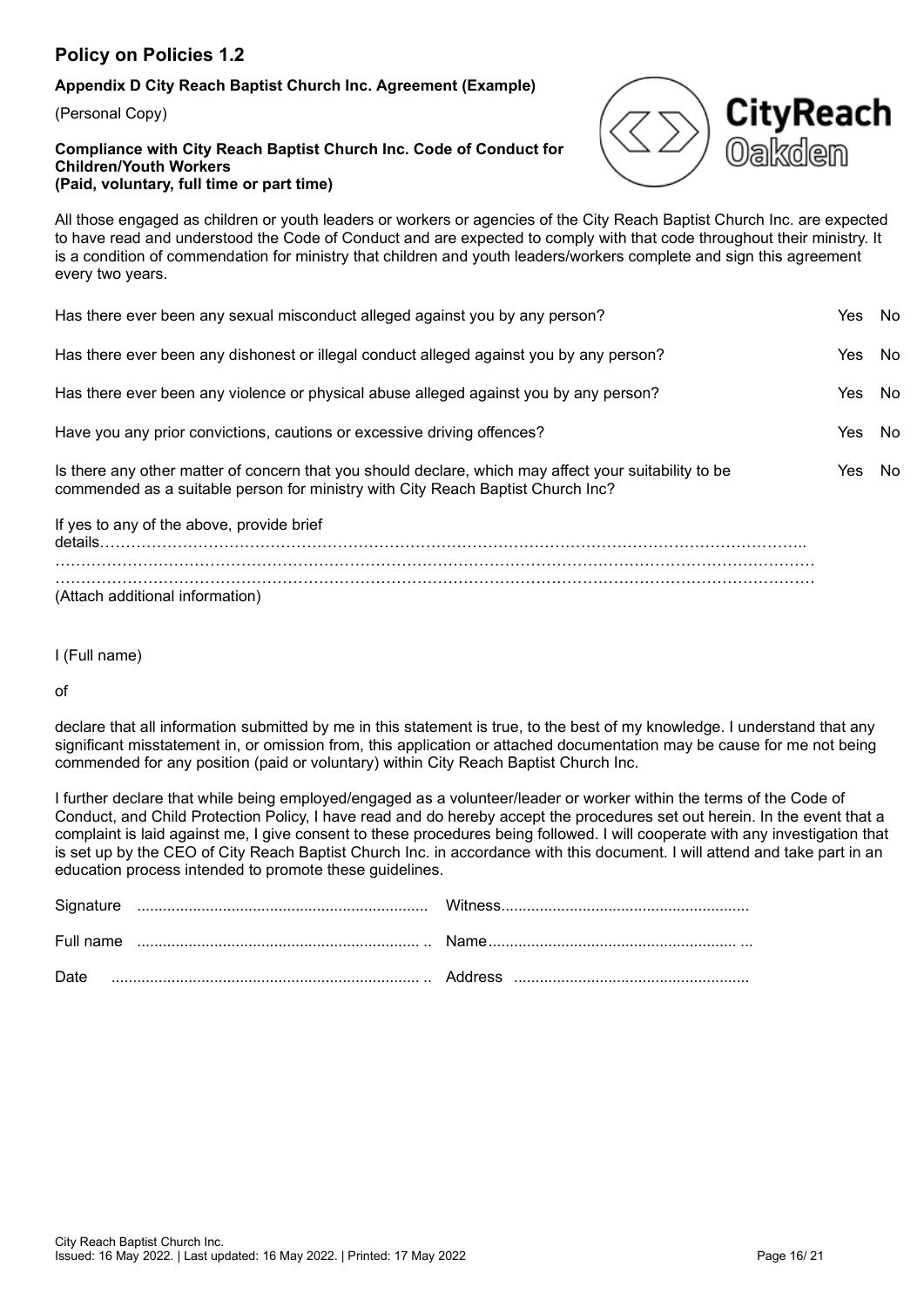## Policy on Policies 1.2

**Appendix D City Reach Baptist Church Inc. Agreement (Example)**

(Personal Copy)

**Compliance with City Reach Baptist Church Inc. Code of Conduct for Children/Youth Workers**
**(Paid, voluntary, full time or part time)**

All those engaged as children or youth leaders or workers or agencies of the City Reach Baptist Church Inc. are expected to have read and understood the Code of Conduct and are expected to comply with that code throughout their ministry. It is a condition of commendation for ministry that children and youth leaders/workers complete and sign this agreement every two years.

| | | |
|---|---|---|
| Has there ever been any sexual misconduct alleged against you by any person? | Yes | No |
| Has there ever been any dishonest or illegal conduct alleged against you by any person? | Yes | No |
| Has there ever been any violence or physical abuse alleged against you by any person? | Yes | No |
| Have you any prior convictions, cautions or excessive driving offences? | Yes | No |
| Is there any other matter of concern that you should declare, which may affect your suitability to be commended as a suitable person for ministry with City Reach Baptist Church Inc? | Yes | No |

If yes to any of the above, provide brief details……………………………………………………………………………………………………………..
……………………………………………………………………………………………………………………………
……………………………………………………………………………………………………………………………
(Attach additional information)

I (Full name)

of

declare that all information submitted by me in this statement is true, to the best of my knowledge. I understand that any significant misstatement in, or omission from, this application or attached documentation may be cause for me not being commended for any position (paid or voluntary) within City Reach Baptist Church Inc.

I further declare that while being employed/engaged as a volunteer/leader or worker within the terms of the Code of Conduct, and Child Protection Policy, I have read and do hereby accept the procedures set out herein. In the event that a complaint is laid against me, I give consent to these procedures being followed. I will cooperate with any investigation that is set up by the CEO of City Reach Baptist Church Inc. in accordance with this document. I will attend and take part in an education process intended to promote these guidelines.

Signature ................................................................... Witness.........................................................

Full name ................................................................. .. Name......................................................... ...

Date ....................................................................... .. Address ......................................................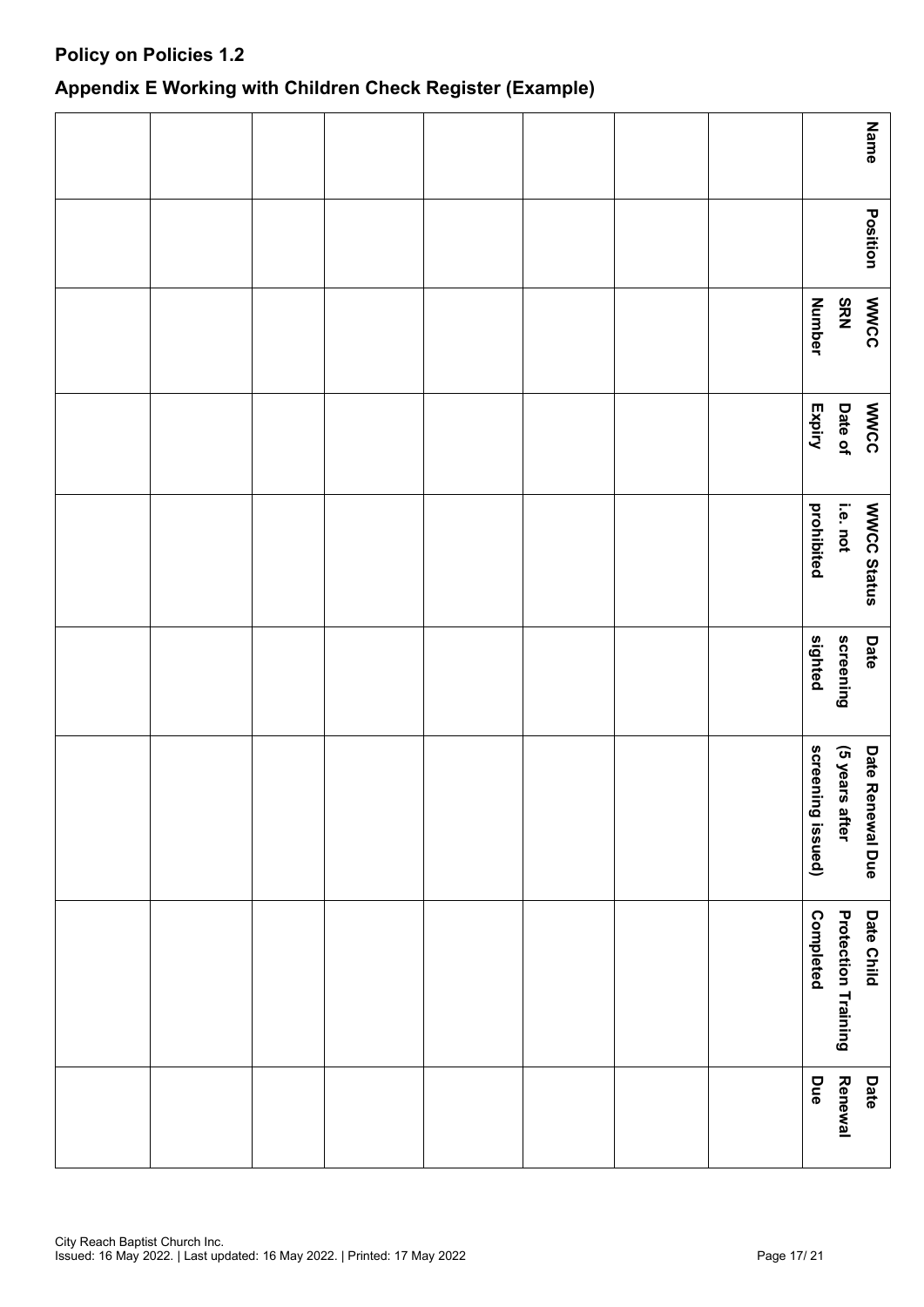**Policy on Policies 1.2**

**Appendix E Working with Children Check Register (Example)**

| Name | Position | WWCC SRN Number | WWCC Date of Expiry | WWCC Status i.e. not prohibited | Date screening sighted | Date Renewal Due (5 years after screening issued) | Date Child Protection Training Completed | Date Renewal Due |
|---|---|---|---|---|---|---|---|---|
| | | | | | | | | |
| | | | | | | | | |
| | | | | | | | | |
| | | | | | | | | |
| | | | | | | | | |
| | | | | | | | | |
| | | | | | | | | |
| | | | | | | | | |

City Reach Baptist Church Inc.
Issued: 16 May 2022. | Last updated: 16 May 2022. | Printed: 17 May 2022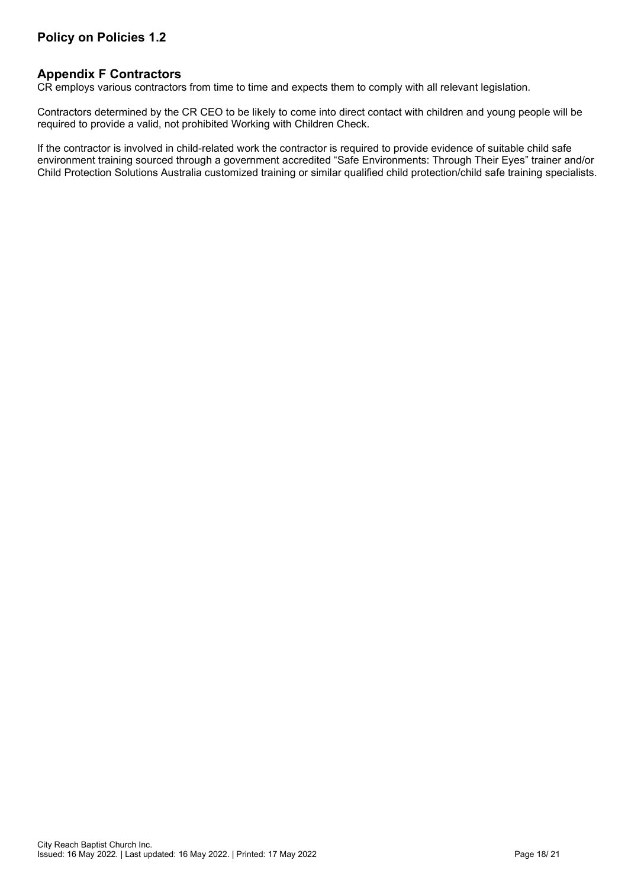## Appendix F Contractors

CR employs various contractors from time to time and expects them to comply with all relevant legislation.

Contractors determined by the CR CEO to be likely to come into direct contact with children and young people will be required to provide a valid, not prohibited Working with Children Check.

If the contractor is involved in child-related work the contractor is required to provide evidence of suitable child safe environment training sourced through a government accredited "Safe Environments: Through Their Eyes" trainer and/or Child Protection Solutions Australia customized training or similar qualified child protection/child safe training specialists.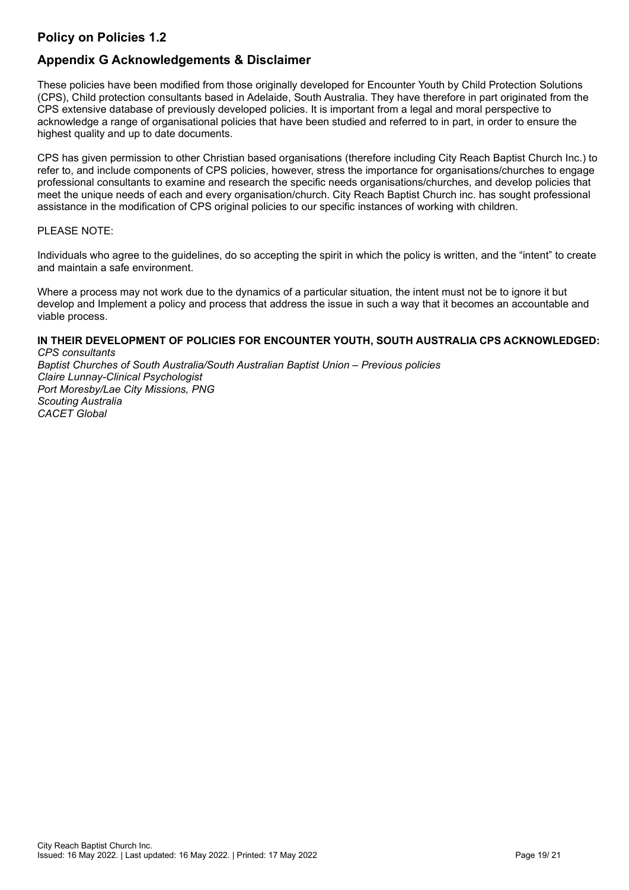## Policy on Policies 1.2

## Appendix G Acknowledgements & Disclaimer

These policies have been modified from those originally developed for Encounter Youth by Child Protection Solutions (CPS), Child protection consultants based in Adelaide, South Australia. They have therefore in part originated from the CPS extensive database of previously developed policies. It is important from a legal and moral perspective to acknowledge a range of organisational policies that have been studied and referred to in part, in order to ensure the highest quality and up to date documents.

CPS has given permission to other Christian based organisations (therefore including City Reach Baptist Church Inc.) to refer to, and include components of CPS policies, however, stress the importance for organisations/churches to engage professional consultants to examine and research the specific needs organisations/churches, and develop policies that meet the unique needs of each and every organisation/church. City Reach Baptist Church inc. has sought professional assistance in the modification of CPS original policies to our specific instances of working with children.

PLEASE NOTE:

Individuals who agree to the guidelines, do so accepting the spirit in which the policy is written, and the "intent" to create and maintain a safe environment.

Where a process may not work due to the dynamics of a particular situation, the intent must not be to ignore it but develop and Implement a policy and process that address the issue in such a way that it becomes an accountable and viable process.

**IN THEIR DEVELOPMENT OF POLICIES FOR ENCOUNTER YOUTH, SOUTH AUSTRALIA CPS ACKNOWLEDGED:**

*CPS consultants*
*Baptist Churches of South Australia/South Australian Baptist Union – Previous policies*
*Claire Lunnay-Clinical Psychologist*
*Port Moresby/Lae City Missions, PNG*
*Scouting Australia*
*CACET Global*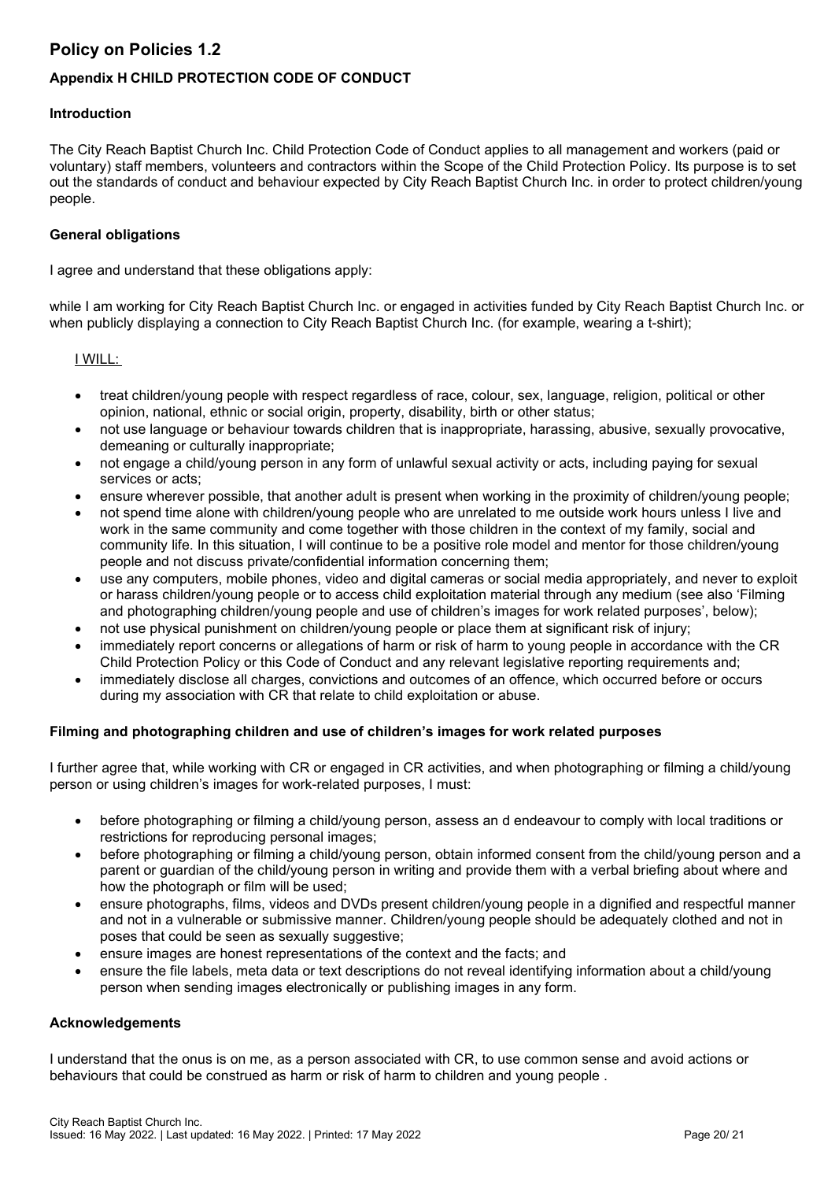## Policy on Policies 1.2

### Appendix H CHILD PROTECTION CODE OF CONDUCT

#### Introduction

The City Reach Baptist Church Inc. Child Protection Code of Conduct applies to all management and workers (paid or voluntary) staff members, volunteers and contractors within the Scope of the Child Protection Policy. Its purpose is to set out the standards of conduct and behaviour expected by City Reach Baptist Church Inc. in order to protect children/young people.

#### General obligations

I agree and understand that these obligations apply:

while I am working for City Reach Baptist Church Inc. or engaged in activities funded by City Reach Baptist Church Inc. or when publicly displaying a connection to City Reach Baptist Church Inc. (for example, wearing a t-shirt);

<u>I WILL:</u>

- treat children/young people with respect regardless of race, colour, sex, language, religion, political or other opinion, national, ethnic or social origin, property, disability, birth or other status;
- not use language or behaviour towards children that is inappropriate, harassing, abusive, sexually provocative, demeaning or culturally inappropriate;
- not engage a child/young person in any form of unlawful sexual activity or acts, including paying for sexual services or acts;
- ensure wherever possible, that another adult is present when working in the proximity of children/young people;
- not spend time alone with children/young people who are unrelated to me outside work hours unless I live and work in the same community and come together with those children in the context of my family, social and community life. In this situation, I will continue to be a positive role model and mentor for those children/young people and not discuss private/confidential information concerning them;
- use any computers, mobile phones, video and digital cameras or social media appropriately, and never to exploit or harass children/young people or to access child exploitation material through any medium (see also 'Filming and photographing children/young people and use of children's images for work related purposes', below);
- not use physical punishment on children/young people or place them at significant risk of injury;
- immediately report concerns or allegations of harm or risk of harm to young people in accordance with the CR Child Protection Policy or this Code of Conduct and any relevant legislative reporting requirements and;
- immediately disclose all charges, convictions and outcomes of an offence, which occurred before or occurs during my association with CR that relate to child exploitation or abuse.

#### Filming and photographing children and use of children's images for work related purposes

I further agree that, while working with CR or engaged in CR activities, and when photographing or filming a child/young person or using children's images for work-related purposes, I must:

- before photographing or filming a child/young person, assess an d endeavour to comply with local traditions or restrictions for reproducing personal images;
- before photographing or filming a child/young person, obtain informed consent from the child/young person and a parent or guardian of the child/young person in writing and provide them with a verbal briefing about where and how the photograph or film will be used;
- ensure photographs, films, videos and DVDs present children/young people in a dignified and respectful manner and not in a vulnerable or submissive manner. Children/young people should be adequately clothed and not in poses that could be seen as sexually suggestive;
- ensure images are honest representations of the context and the facts; and
- ensure the file labels, meta data or text descriptions do not reveal identifying information about a child/young person when sending images electronically or publishing images in any form.

#### Acknowledgements

I understand that the onus is on me, as a person associated with CR, to use common sense and avoid actions or behaviours that could be construed as harm or risk of harm to children and young people .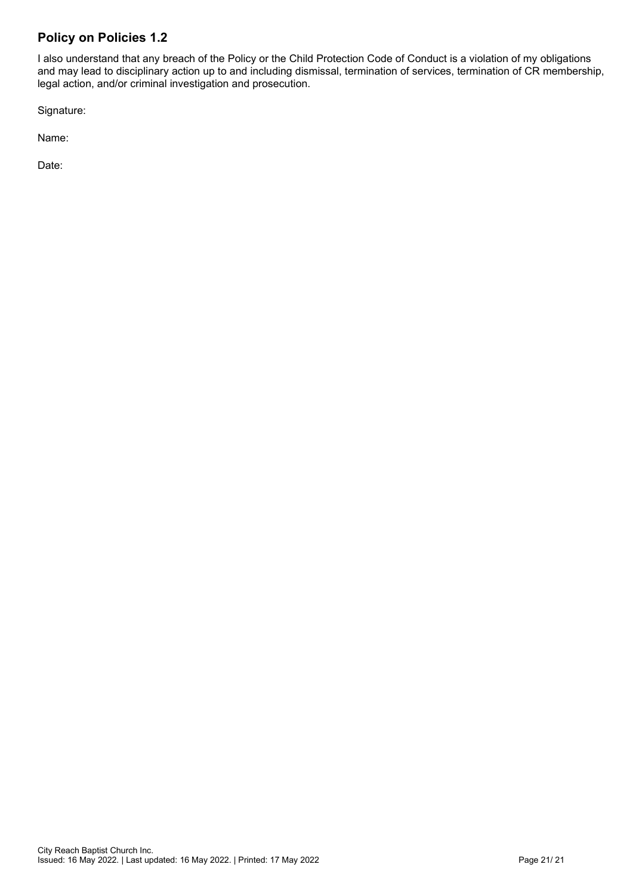## Policy on Policies 1.2

I also understand that any breach of the Policy or the Child Protection Code of Conduct is a violation of my obligations and may lead to disciplinary action up to and including dismissal, termination of services, termination of CR membership, legal action, and/or criminal investigation and prosecution.

Signature:

Name:

Date: